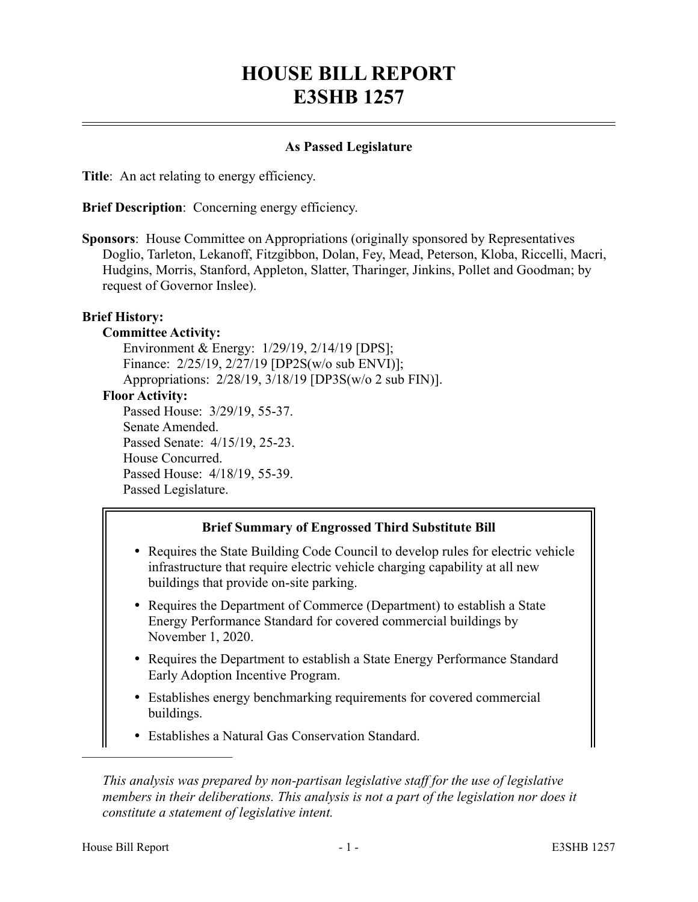# HOUSE BILL REPORT
# E3SHB 1257

**As Passed Legislature**

**Title**: An act relating to energy efficiency.

**Brief Description**: Concerning energy efficiency.

**Sponsors**: House Committee on Appropriations (originally sponsored by Representatives Doglio, Tarleton, Lekanoff, Fitzgibbon, Dolan, Fey, Mead, Peterson, Kloba, Riccelli, Macri, Hudgins, Morris, Stanford, Appleton, Slatter, Tharinger, Jinkins, Pollet and Goodman; by request of Governor Inslee).

**Brief History:**

**Committee Activity:**

Environment & Energy: 1/29/19, 2/14/19 [DPS];
Finance: 2/25/19, 2/27/19 [DP2S(w/o sub ENVI)];
Appropriations: 2/28/19, 3/18/19 [DP3S(w/o 2 sub FIN)].

**Floor Activity:**

Passed House: 3/29/19, 55-37.
Senate Amended.
Passed Senate: 4/15/19, 25-23.
House Concurred.
Passed House: 4/18/19, 55-39.
Passed Legislature.

**Brief Summary of Engrossed Third Substitute Bill**

- Requires the State Building Code Council to develop rules for electric vehicle infrastructure that require electric vehicle charging capability at all new buildings that provide on-site parking.
- Requires the Department of Commerce (Department) to establish a State Energy Performance Standard for covered commercial buildings by November 1, 2020.
- Requires the Department to establish a State Energy Performance Standard Early Adoption Incentive Program.
- Establishes energy benchmarking requirements for covered commercial buildings.
- Establishes a Natural Gas Conservation Standard.

---

*This analysis was prepared by non-partisan legislative staff for the use of legislative members in their deliberations. This analysis is not a part of the legislation nor does it constitute a statement of legislative intent.*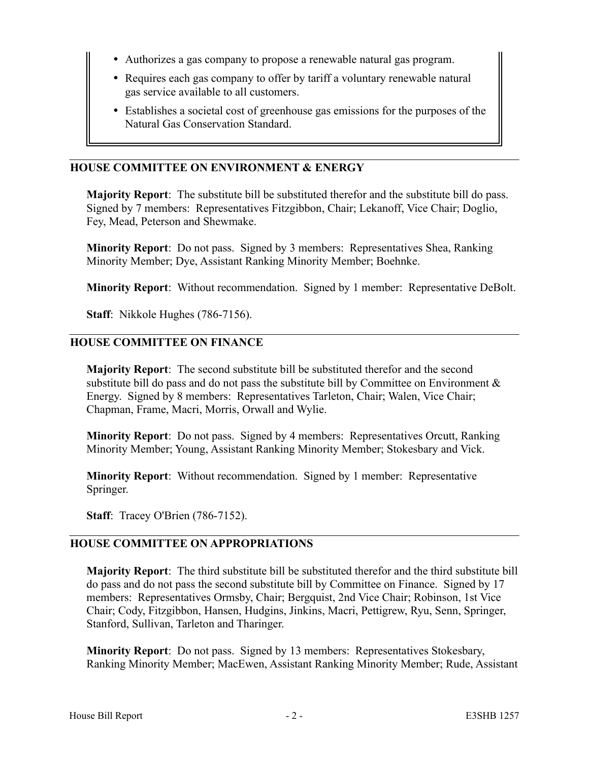- Authorizes a gas company to propose a renewable natural gas program.
- Requires each gas company to offer by tariff a voluntary renewable natural gas service available to all customers.
- Establishes a societal cost of greenhouse gas emissions for the purposes of the Natural Gas Conservation Standard.

## HOUSE COMMITTEE ON ENVIRONMENT & ENERGY

**Majority Report**: The substitute bill be substituted therefor and the substitute bill do pass. Signed by 7 members: Representatives Fitzgibbon, Chair; Lekanoff, Vice Chair; Doglio, Fey, Mead, Peterson and Shewmake.

**Minority Report**: Do not pass. Signed by 3 members: Representatives Shea, Ranking Minority Member; Dye, Assistant Ranking Minority Member; Boehnke.

**Minority Report**: Without recommendation. Signed by 1 member: Representative DeBolt.

**Staff**: Nikkole Hughes (786-7156).

## HOUSE COMMITTEE ON FINANCE

**Majority Report**: The second substitute bill be substituted therefor and the second substitute bill do pass and do not pass the substitute bill by Committee on Environment & Energy. Signed by 8 members: Representatives Tarleton, Chair; Walen, Vice Chair; Chapman, Frame, Macri, Morris, Orwall and Wylie.

**Minority Report**: Do not pass. Signed by 4 members: Representatives Orcutt, Ranking Minority Member; Young, Assistant Ranking Minority Member; Stokesbary and Vick.

**Minority Report**: Without recommendation. Signed by 1 member: Representative Springer.

**Staff**: Tracey O'Brien (786-7152).

## HOUSE COMMITTEE ON APPROPRIATIONS

**Majority Report**: The third substitute bill be substituted therefor and the third substitute bill do pass and do not pass the second substitute bill by Committee on Finance. Signed by 17 members: Representatives Ormsby, Chair; Bergquist, 2nd Vice Chair; Robinson, 1st Vice Chair; Cody, Fitzgibbon, Hansen, Hudgins, Jinkins, Macri, Pettigrew, Ryu, Senn, Springer, Stanford, Sullivan, Tarleton and Tharinger.

**Minority Report**: Do not pass. Signed by 13 members: Representatives Stokesbary, Ranking Minority Member; MacEwen, Assistant Ranking Minority Member; Rude, Assistant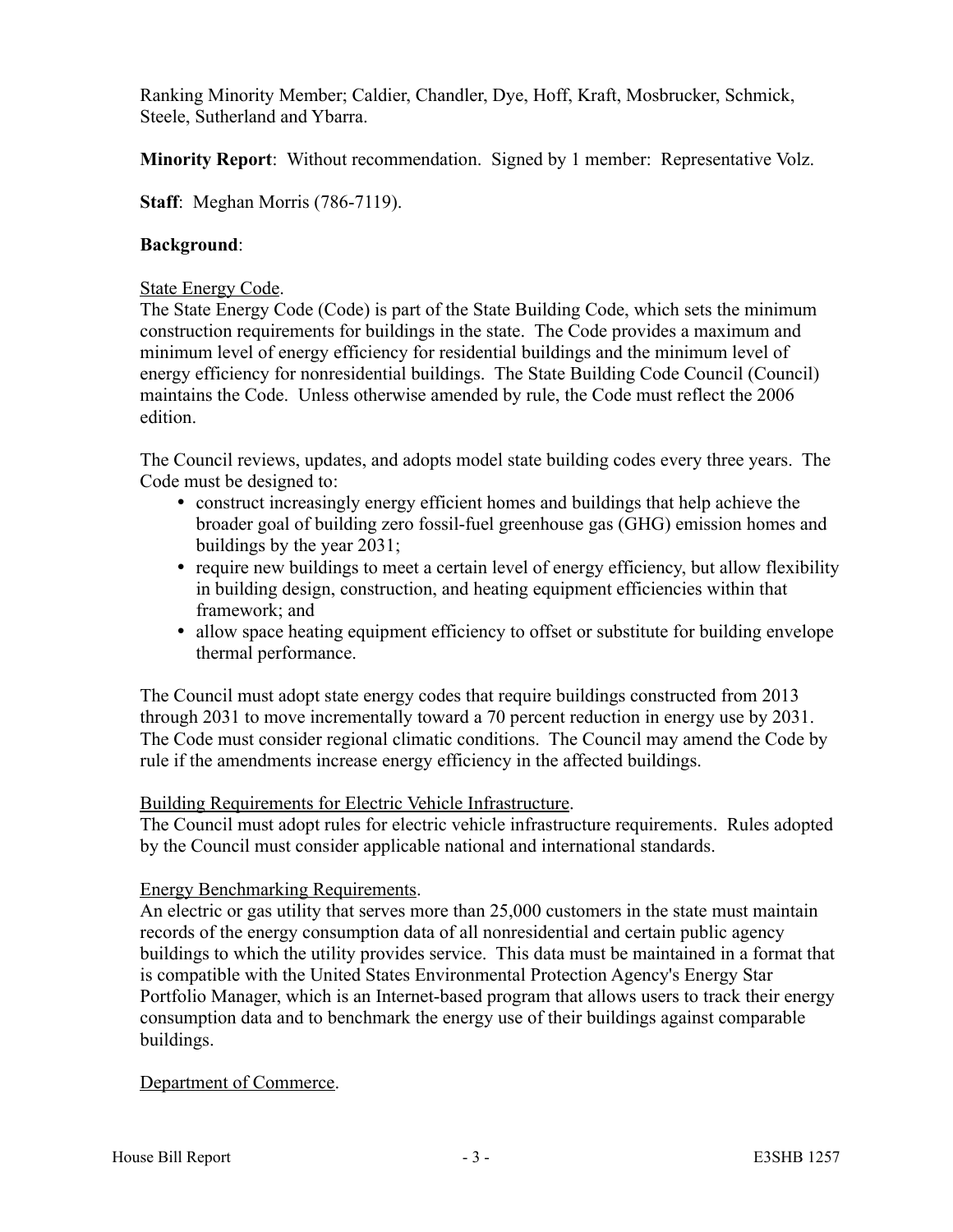Ranking Minority Member; Caldier, Chandler, Dye, Hoff, Kraft, Mosbrucker, Schmick, Steele, Sutherland and Ybarra.

**Minority Report**: Without recommendation. Signed by 1 member: Representative Volz.

**Staff**: Meghan Morris (786-7119).

**Background**:

State Energy Code.
The State Energy Code (Code) is part of the State Building Code, which sets the minimum construction requirements for buildings in the state. The Code provides a maximum and minimum level of energy efficiency for residential buildings and the minimum level of energy efficiency for nonresidential buildings. The State Building Code Council (Council) maintains the Code. Unless otherwise amended by rule, the Code must reflect the 2006 edition.

The Council reviews, updates, and adopts model state building codes every three years. The Code must be designed to:

- construct increasingly energy efficient homes and buildings that help achieve the broader goal of building zero fossil-fuel greenhouse gas (GHG) emission homes and buildings by the year 2031;
- require new buildings to meet a certain level of energy efficiency, but allow flexibility in building design, construction, and heating equipment efficiencies within that framework; and
- allow space heating equipment efficiency to offset or substitute for building envelope thermal performance.

The Council must adopt state energy codes that require buildings constructed from 2013 through 2031 to move incrementally toward a 70 percent reduction in energy use by 2031. The Code must consider regional climatic conditions. The Council may amend the Code by rule if the amendments increase energy efficiency in the affected buildings.

Building Requirements for Electric Vehicle Infrastructure.
The Council must adopt rules for electric vehicle infrastructure requirements. Rules adopted by the Council must consider applicable national and international standards.

Energy Benchmarking Requirements.
An electric or gas utility that serves more than 25,000 customers in the state must maintain records of the energy consumption data of all nonresidential and certain public agency buildings to which the utility provides service. This data must be maintained in a format that is compatible with the United States Environmental Protection Agency's Energy Star Portfolio Manager, which is an Internet-based program that allows users to track their energy consumption data and to benchmark the energy use of their buildings against comparable buildings.

Department of Commerce.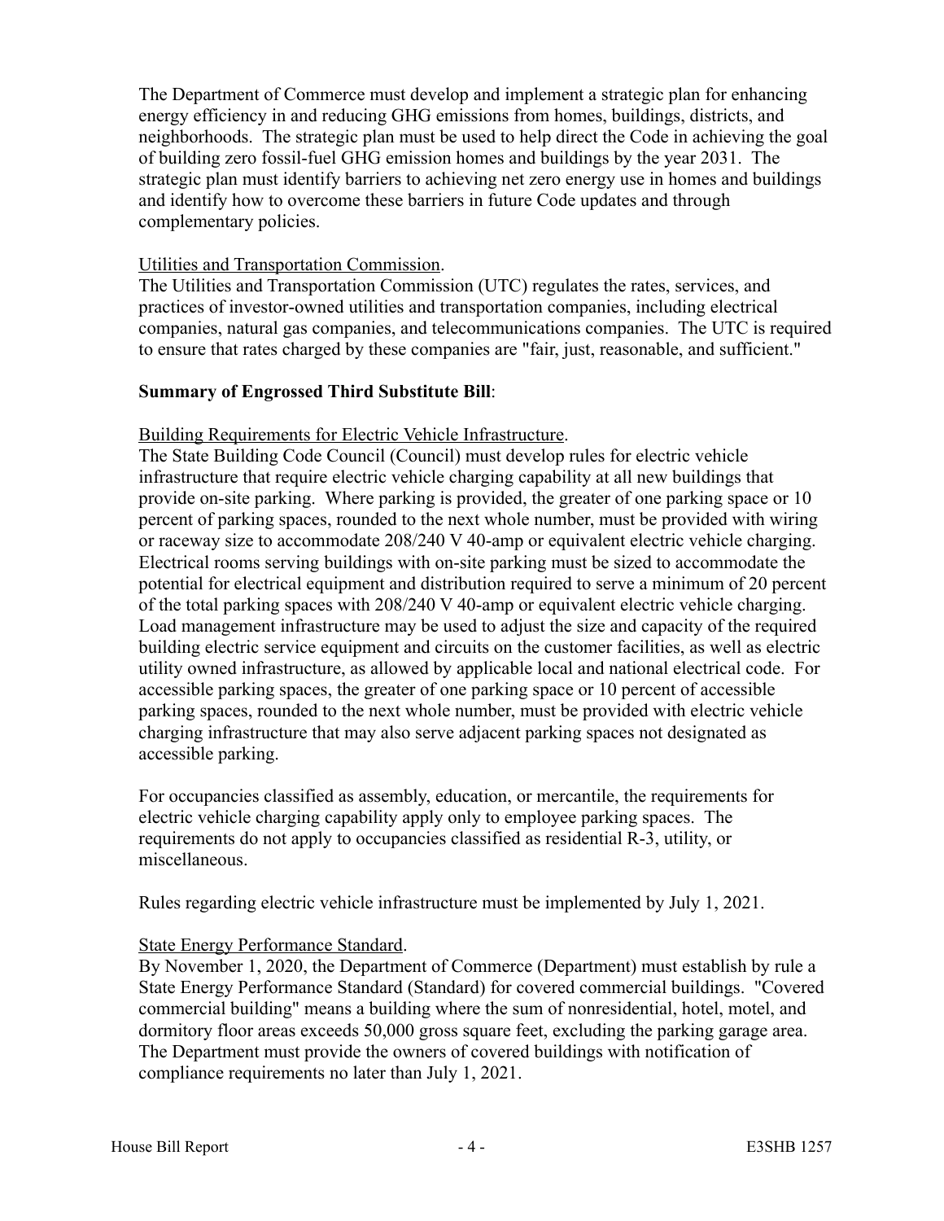The Department of Commerce must develop and implement a strategic plan for enhancing energy efficiency in and reducing GHG emissions from homes, buildings, districts, and neighborhoods. The strategic plan must be used to help direct the Code in achieving the goal of building zero fossil-fuel GHG emission homes and buildings by the year 2031. The strategic plan must identify barriers to achieving net zero energy use in homes and buildings and identify how to overcome these barriers in future Code updates and through complementary policies.

Utilities and Transportation Commission.

The Utilities and Transportation Commission (UTC) regulates the rates, services, and practices of investor-owned utilities and transportation companies, including electrical companies, natural gas companies, and telecommunications companies. The UTC is required to ensure that rates charged by these companies are "fair, just, reasonable, and sufficient."

**Summary of Engrossed Third Substitute Bill**:

Building Requirements for Electric Vehicle Infrastructure.

The State Building Code Council (Council) must develop rules for electric vehicle infrastructure that require electric vehicle charging capability at all new buildings that provide on-site parking. Where parking is provided, the greater of one parking space or 10 percent of parking spaces, rounded to the next whole number, must be provided with wiring or raceway size to accommodate 208/240 V 40-amp or equivalent electric vehicle charging. Electrical rooms serving buildings with on-site parking must be sized to accommodate the potential for electrical equipment and distribution required to serve a minimum of 20 percent of the total parking spaces with 208/240 V 40-amp or equivalent electric vehicle charging. Load management infrastructure may be used to adjust the size and capacity of the required building electric service equipment and circuits on the customer facilities, as well as electric utility owned infrastructure, as allowed by applicable local and national electrical code. For accessible parking spaces, the greater of one parking space or 10 percent of accessible parking spaces, rounded to the next whole number, must be provided with electric vehicle charging infrastructure that may also serve adjacent parking spaces not designated as accessible parking.

For occupancies classified as assembly, education, or mercantile, the requirements for electric vehicle charging capability apply only to employee parking spaces. The requirements do not apply to occupancies classified as residential R-3, utility, or miscellaneous.

Rules regarding electric vehicle infrastructure must be implemented by July 1, 2021.

State Energy Performance Standard.

By November 1, 2020, the Department of Commerce (Department) must establish by rule a State Energy Performance Standard (Standard) for covered commercial buildings. "Covered commercial building" means a building where the sum of nonresidential, hotel, motel, and dormitory floor areas exceeds 50,000 gross square feet, excluding the parking garage area. The Department must provide the owners of covered buildings with notification of compliance requirements no later than July 1, 2021.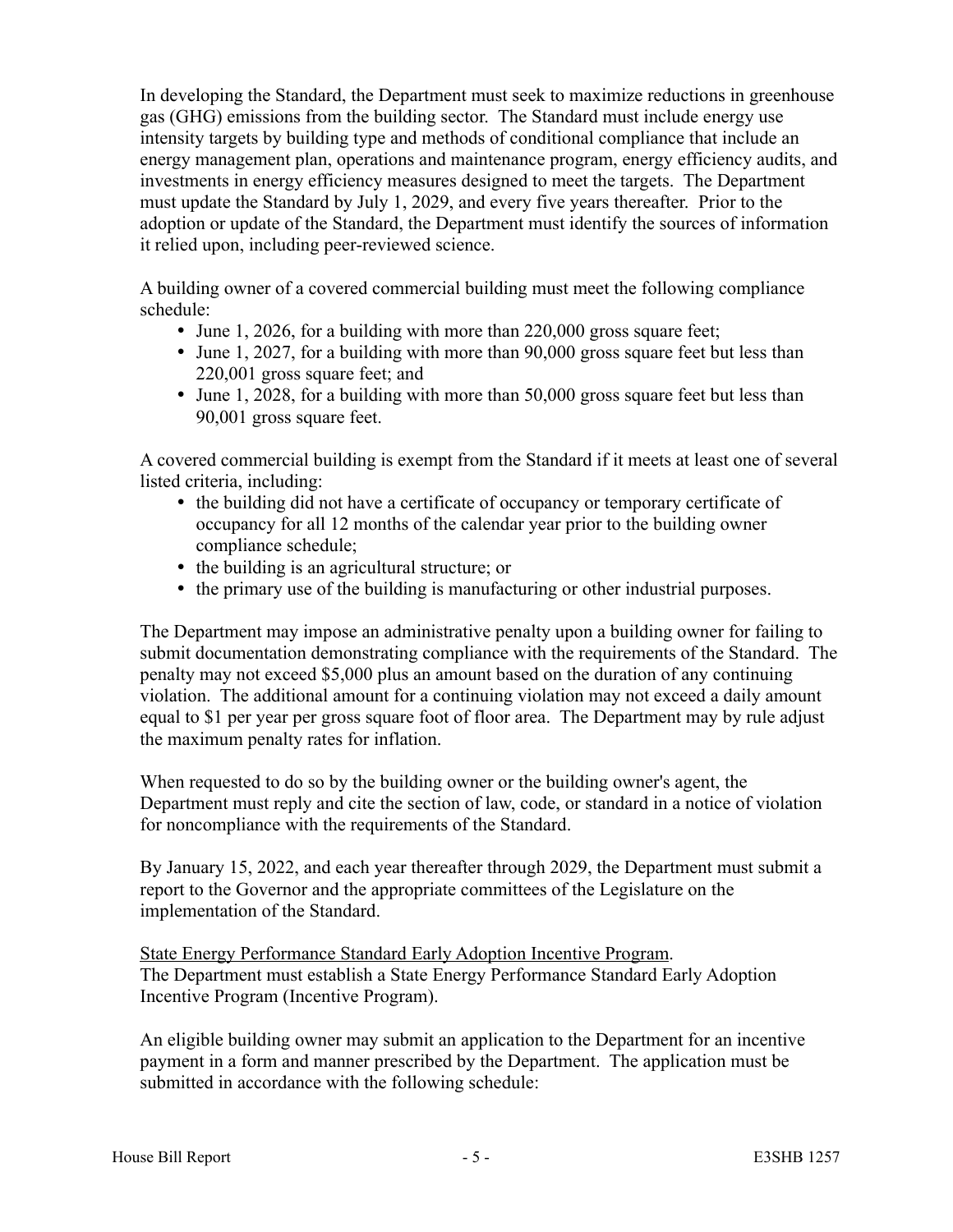In developing the Standard, the Department must seek to maximize reductions in greenhouse gas (GHG) emissions from the building sector. The Standard must include energy use intensity targets by building type and methods of conditional compliance that include an energy management plan, operations and maintenance program, energy efficiency audits, and investments in energy efficiency measures designed to meet the targets. The Department must update the Standard by July 1, 2029, and every five years thereafter. Prior to the adoption or update of the Standard, the Department must identify the sources of information it relied upon, including peer-reviewed science.

A building owner of a covered commercial building must meet the following compliance schedule:

- June 1, 2026, for a building with more than 220,000 gross square feet;
- June 1, 2027, for a building with more than 90,000 gross square feet but less than 220,001 gross square feet; and
- June 1, 2028, for a building with more than 50,000 gross square feet but less than 90,001 gross square feet.

A covered commercial building is exempt from the Standard if it meets at least one of several listed criteria, including:

- the building did not have a certificate of occupancy or temporary certificate of occupancy for all 12 months of the calendar year prior to the building owner compliance schedule;
- the building is an agricultural structure; or
- the primary use of the building is manufacturing or other industrial purposes.

The Department may impose an administrative penalty upon a building owner for failing to submit documentation demonstrating compliance with the requirements of the Standard. The penalty may not exceed $5,000 plus an amount based on the duration of any continuing violation. The additional amount for a continuing violation may not exceed a daily amount equal to $1 per year per gross square foot of floor area. The Department may by rule adjust the maximum penalty rates for inflation.

When requested to do so by the building owner or the building owner's agent, the Department must reply and cite the section of law, code, or standard in a notice of violation for noncompliance with the requirements of the Standard.

By January 15, 2022, and each year thereafter through 2029, the Department must submit a report to the Governor and the appropriate committees of the Legislature on the implementation of the Standard.

<u>State Energy Performance Standard Early Adoption Incentive Program</u>.
The Department must establish a State Energy Performance Standard Early Adoption Incentive Program (Incentive Program).

An eligible building owner may submit an application to the Department for an incentive payment in a form and manner prescribed by the Department. The application must be submitted in accordance with the following schedule: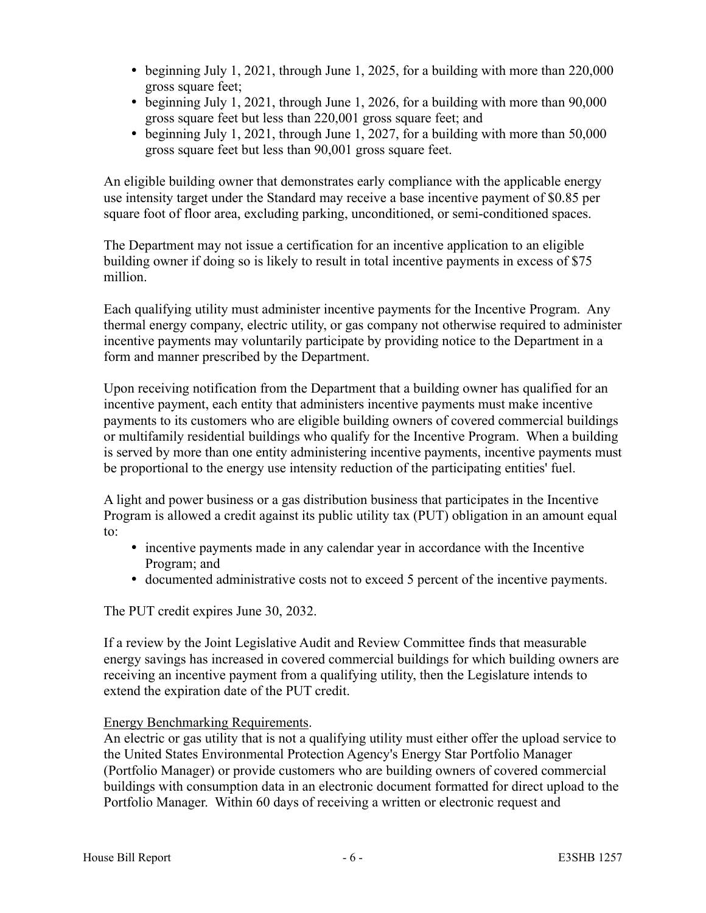- beginning July 1, 2021, through June 1, 2025, for a building with more than 220,000 gross square feet;
- beginning July 1, 2021, through June 1, 2026, for a building with more than 90,000 gross square feet but less than 220,001 gross square feet; and
- beginning July 1, 2021, through June 1, 2027, for a building with more than 50,000 gross square feet but less than 90,001 gross square feet.

An eligible building owner that demonstrates early compliance with the applicable energy use intensity target under the Standard may receive a base incentive payment of $0.85 per square foot of floor area, excluding parking, unconditioned, or semi-conditioned spaces.

The Department may not issue a certification for an incentive application to an eligible building owner if doing so is likely to result in total incentive payments in excess of $75 million.

Each qualifying utility must administer incentive payments for the Incentive Program. Any thermal energy company, electric utility, or gas company not otherwise required to administer incentive payments may voluntarily participate by providing notice to the Department in a form and manner prescribed by the Department.

Upon receiving notification from the Department that a building owner has qualified for an incentive payment, each entity that administers incentive payments must make incentive payments to its customers who are eligible building owners of covered commercial buildings or multifamily residential buildings who qualify for the Incentive Program. When a building is served by more than one entity administering incentive payments, incentive payments must be proportional to the energy use intensity reduction of the participating entities' fuel.

A light and power business or a gas distribution business that participates in the Incentive Program is allowed a credit against its public utility tax (PUT) obligation in an amount equal to:

- incentive payments made in any calendar year in accordance with the Incentive Program; and
- documented administrative costs not to exceed 5 percent of the incentive payments.

The PUT credit expires June 30, 2032.

If a review by the Joint Legislative Audit and Review Committee finds that measurable energy savings has increased in covered commercial buildings for which building owners are receiving an incentive payment from a qualifying utility, then the Legislature intends to extend the expiration date of the PUT credit.

Energy Benchmarking Requirements.

An electric or gas utility that is not a qualifying utility must either offer the upload service to the United States Environmental Protection Agency's Energy Star Portfolio Manager (Portfolio Manager) or provide customers who are building owners of covered commercial buildings with consumption data in an electronic document formatted for direct upload to the Portfolio Manager. Within 60 days of receiving a written or electronic request and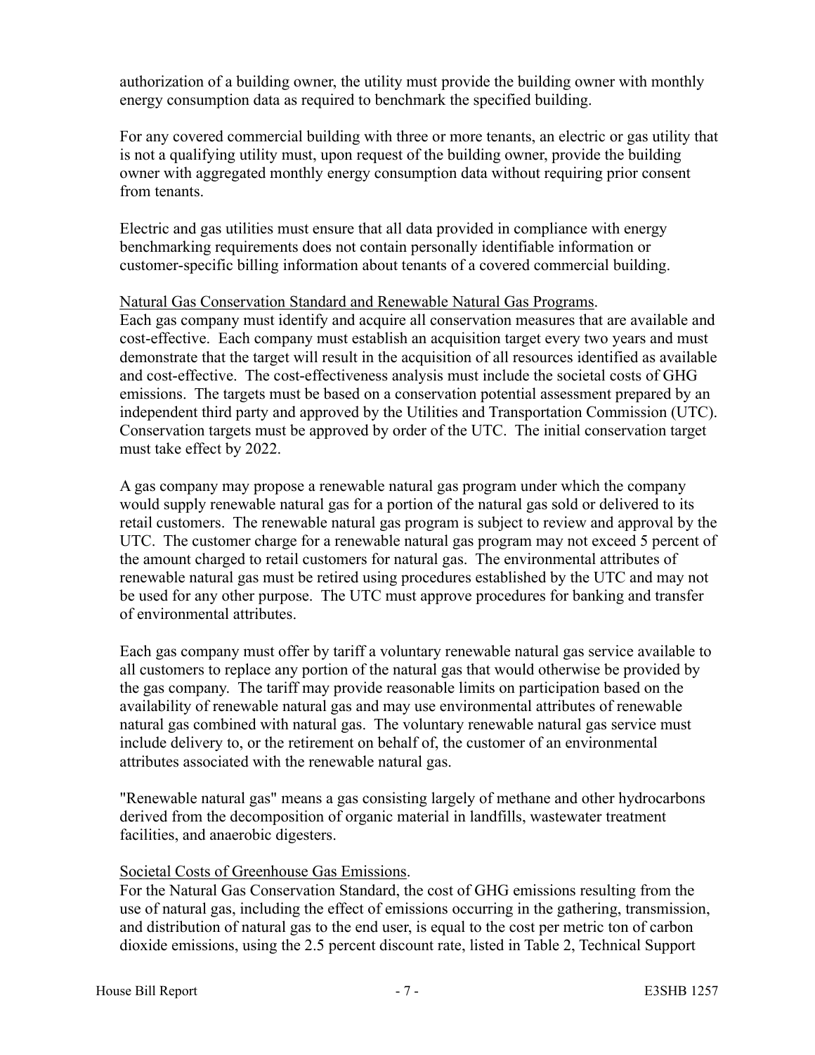authorization of a building owner, the utility must provide the building owner with monthly energy consumption data as required to benchmark the specified building.

For any covered commercial building with three or more tenants, an electric or gas utility that is not a qualifying utility must, upon request of the building owner, provide the building owner with aggregated monthly energy consumption data without requiring prior consent from tenants.

Electric and gas utilities must ensure that all data provided in compliance with energy benchmarking requirements does not contain personally identifiable information or customer-specific billing information about tenants of a covered commercial building.

Natural Gas Conservation Standard and Renewable Natural Gas Programs.
Each gas company must identify and acquire all conservation measures that are available and cost-effective. Each company must establish an acquisition target every two years and must demonstrate that the target will result in the acquisition of all resources identified as available and cost-effective. The cost-effectiveness analysis must include the societal costs of GHG emissions. The targets must be based on a conservation potential assessment prepared by an independent third party and approved by the Utilities and Transportation Commission (UTC). Conservation targets must be approved by order of the UTC. The initial conservation target must take effect by 2022.

A gas company may propose a renewable natural gas program under which the company would supply renewable natural gas for a portion of the natural gas sold or delivered to its retail customers. The renewable natural gas program is subject to review and approval by the UTC. The customer charge for a renewable natural gas program may not exceed 5 percent of the amount charged to retail customers for natural gas. The environmental attributes of renewable natural gas must be retired using procedures established by the UTC and may not be used for any other purpose. The UTC must approve procedures for banking and transfer of environmental attributes.

Each gas company must offer by tariff a voluntary renewable natural gas service available to all customers to replace any portion of the natural gas that would otherwise be provided by the gas company. The tariff may provide reasonable limits on participation based on the availability of renewable natural gas and may use environmental attributes of renewable natural gas combined with natural gas. The voluntary renewable natural gas service must include delivery to, or the retirement on behalf of, the customer of an environmental attributes associated with the renewable natural gas.

"Renewable natural gas" means a gas consisting largely of methane and other hydrocarbons derived from the decomposition of organic material in landfills, wastewater treatment facilities, and anaerobic digesters.

Societal Costs of Greenhouse Gas Emissions.
For the Natural Gas Conservation Standard, the cost of GHG emissions resulting from the use of natural gas, including the effect of emissions occurring in the gathering, transmission, and distribution of natural gas to the end user, is equal to the cost per metric ton of carbon dioxide emissions, using the 2.5 percent discount rate, listed in Table 2, Technical Support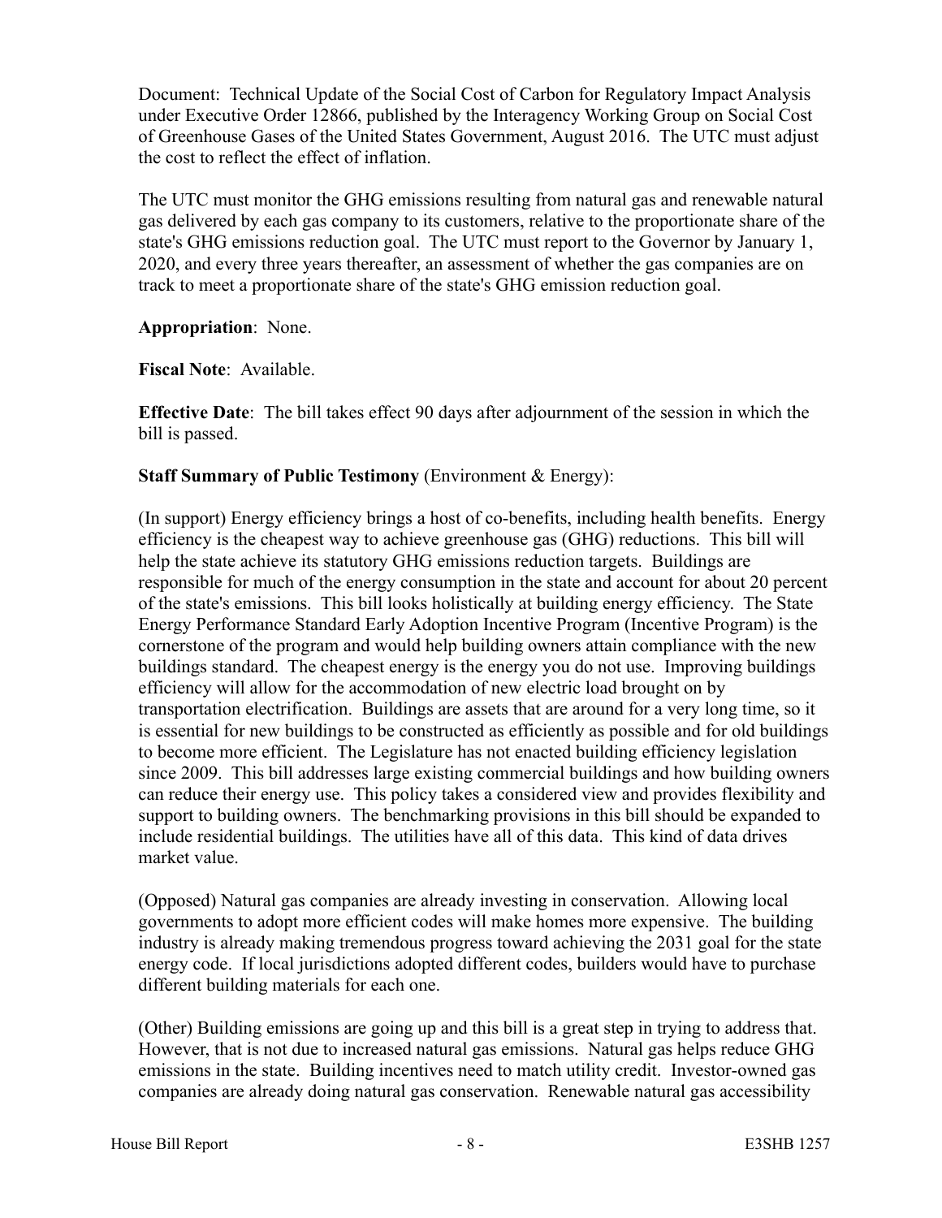Document: Technical Update of the Social Cost of Carbon for Regulatory Impact Analysis under Executive Order 12866, published by the Interagency Working Group on Social Cost of Greenhouse Gases of the United States Government, August 2016. The UTC must adjust the cost to reflect the effect of inflation.

The UTC must monitor the GHG emissions resulting from natural gas and renewable natural gas delivered by each gas company to its customers, relative to the proportionate share of the state's GHG emissions reduction goal. The UTC must report to the Governor by January 1, 2020, and every three years thereafter, an assessment of whether the gas companies are on track to meet a proportionate share of the state's GHG emission reduction goal.

**Appropriation**: None.

**Fiscal Note**: Available.

**Effective Date**: The bill takes effect 90 days after adjournment of the session in which the bill is passed.

**Staff Summary of Public Testimony** (Environment & Energy):

(In support) Energy efficiency brings a host of co-benefits, including health benefits. Energy efficiency is the cheapest way to achieve greenhouse gas (GHG) reductions. This bill will help the state achieve its statutory GHG emissions reduction targets. Buildings are responsible for much of the energy consumption in the state and account for about 20 percent of the state's emissions. This bill looks holistically at building energy efficiency. The State Energy Performance Standard Early Adoption Incentive Program (Incentive Program) is the cornerstone of the program and would help building owners attain compliance with the new buildings standard. The cheapest energy is the energy you do not use. Improving buildings efficiency will allow for the accommodation of new electric load brought on by transportation electrification. Buildings are assets that are around for a very long time, so it is essential for new buildings to be constructed as efficiently as possible and for old buildings to become more efficient. The Legislature has not enacted building efficiency legislation since 2009. This bill addresses large existing commercial buildings and how building owners can reduce their energy use. This policy takes a considered view and provides flexibility and support to building owners. The benchmarking provisions in this bill should be expanded to include residential buildings. The utilities have all of this data. This kind of data drives market value.

(Opposed) Natural gas companies are already investing in conservation. Allowing local governments to adopt more efficient codes will make homes more expensive. The building industry is already making tremendous progress toward achieving the 2031 goal for the state energy code. If local jurisdictions adopted different codes, builders would have to purchase different building materials for each one.

(Other) Building emissions are going up and this bill is a great step in trying to address that. However, that is not due to increased natural gas emissions. Natural gas helps reduce GHG emissions in the state. Building incentives need to match utility credit. Investor-owned gas companies are already doing natural gas conservation. Renewable natural gas accessibility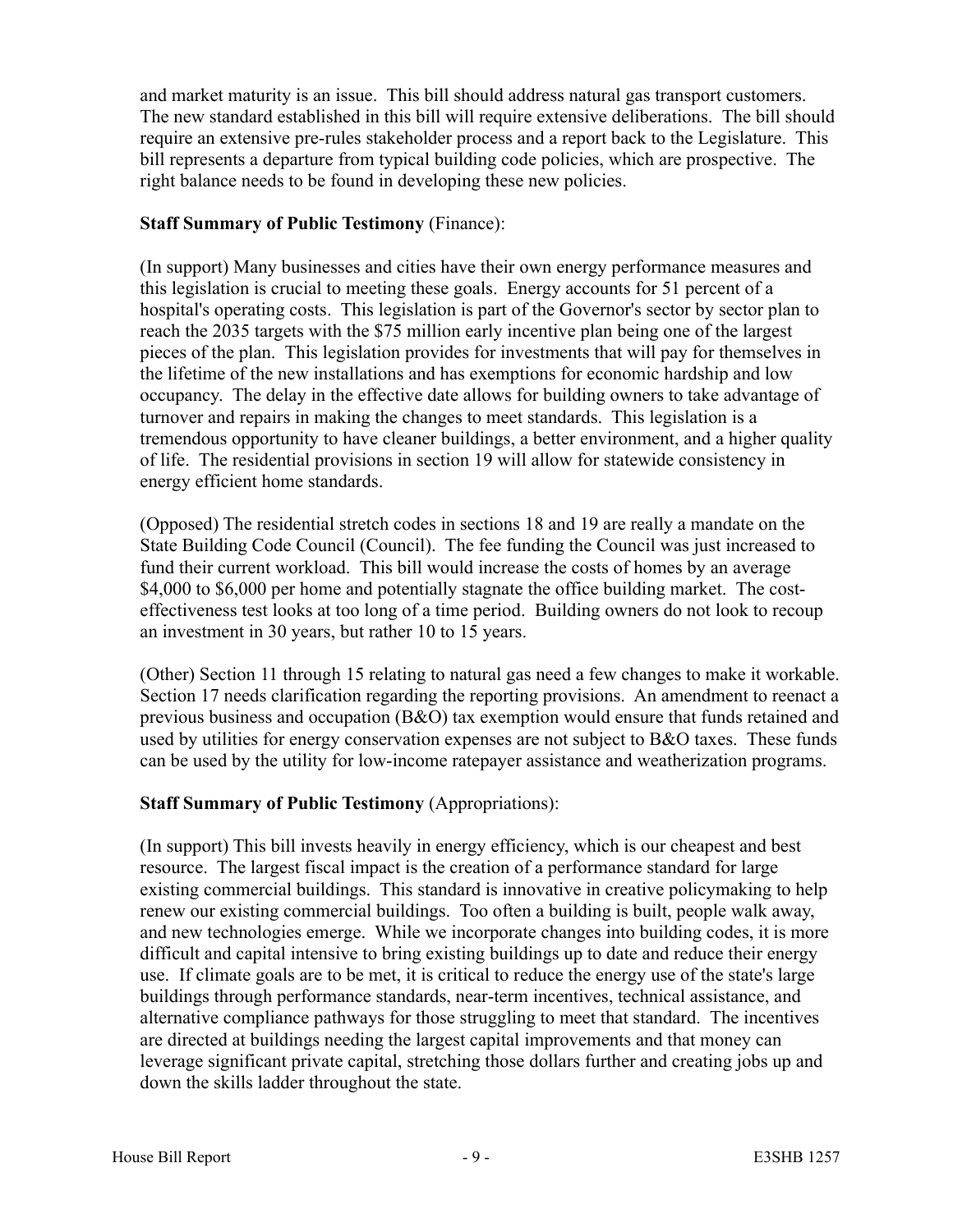and market maturity is an issue. This bill should address natural gas transport customers. The new standard established in this bill will require extensive deliberations. The bill should require an extensive pre-rules stakeholder process and a report back to the Legislature. This bill represents a departure from typical building code policies, which are prospective. The right balance needs to be found in developing these new policies.

**Staff Summary of Public Testimony** (Finance):

(In support) Many businesses and cities have their own energy performance measures and this legislation is crucial to meeting these goals. Energy accounts for 51 percent of a hospital's operating costs. This legislation is part of the Governor's sector by sector plan to reach the 2035 targets with the $75 million early incentive plan being one of the largest pieces of the plan. This legislation provides for investments that will pay for themselves in the lifetime of the new installations and has exemptions for economic hardship and low occupancy. The delay in the effective date allows for building owners to take advantage of turnover and repairs in making the changes to meet standards. This legislation is a tremendous opportunity to have cleaner buildings, a better environment, and a higher quality of life. The residential provisions in section 19 will allow for statewide consistency in energy efficient home standards.

(Opposed) The residential stretch codes in sections 18 and 19 are really a mandate on the State Building Code Council (Council). The fee funding the Council was just increased to fund their current workload. This bill would increase the costs of homes by an average $4,000 to $6,000 per home and potentially stagnate the office building market. The cost-effectiveness test looks at too long of a time period. Building owners do not look to recoup an investment in 30 years, but rather 10 to 15 years.

(Other) Section 11 through 15 relating to natural gas need a few changes to make it workable. Section 17 needs clarification regarding the reporting provisions. An amendment to reenact a previous business and occupation (B&O) tax exemption would ensure that funds retained and used by utilities for energy conservation expenses are not subject to B&O taxes. These funds can be used by the utility for low-income ratepayer assistance and weatherization programs.

**Staff Summary of Public Testimony** (Appropriations):

(In support) This bill invests heavily in energy efficiency, which is our cheapest and best resource. The largest fiscal impact is the creation of a performance standard for large existing commercial buildings. This standard is innovative in creative policymaking to help renew our existing commercial buildings. Too often a building is built, people walk away, and new technologies emerge. While we incorporate changes into building codes, it is more difficult and capital intensive to bring existing buildings up to date and reduce their energy use. If climate goals are to be met, it is critical to reduce the energy use of the state's large buildings through performance standards, near-term incentives, technical assistance, and alternative compliance pathways for those struggling to meet that standard. The incentives are directed at buildings needing the largest capital improvements and that money can leverage significant private capital, stretching those dollars further and creating jobs up and down the skills ladder throughout the state.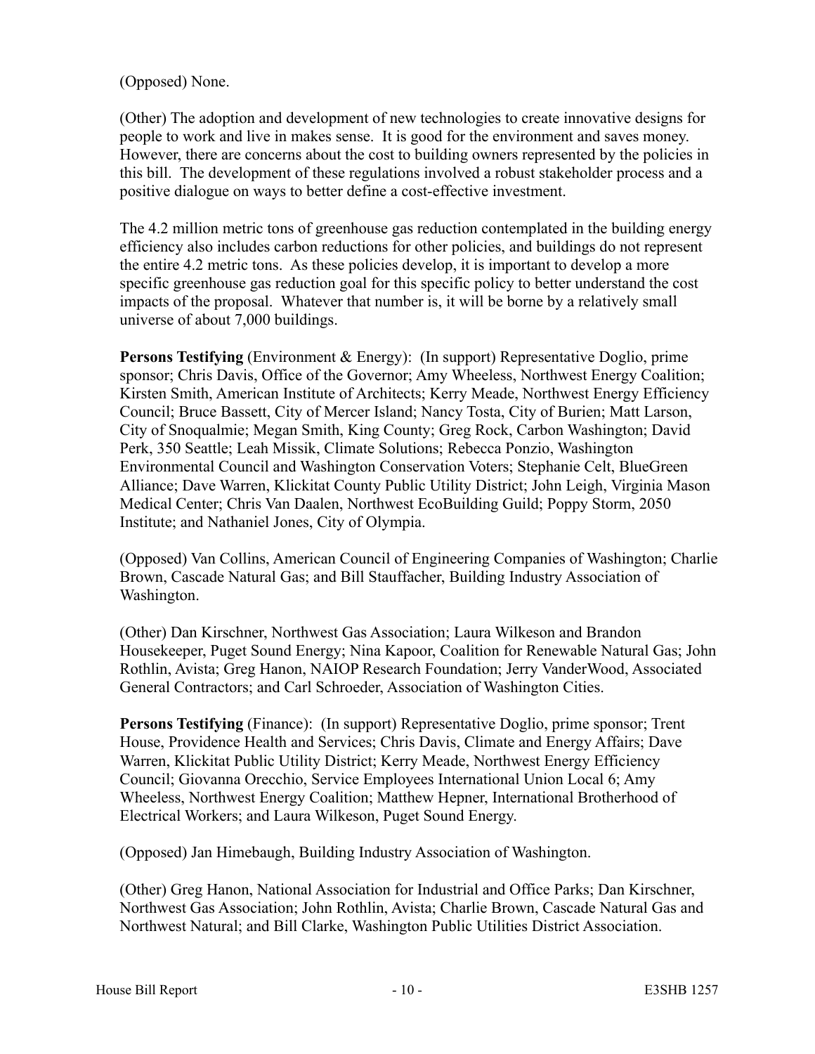(Opposed) None.

(Other) The adoption and development of new technologies to create innovative designs for people to work and live in makes sense. It is good for the environment and saves money. However, there are concerns about the cost to building owners represented by the policies in this bill. The development of these regulations involved a robust stakeholder process and a positive dialogue on ways to better define a cost-effective investment.

The 4.2 million metric tons of greenhouse gas reduction contemplated in the building energy efficiency also includes carbon reductions for other policies, and buildings do not represent the entire 4.2 metric tons. As these policies develop, it is important to develop a more specific greenhouse gas reduction goal for this specific policy to better understand the cost impacts of the proposal. Whatever that number is, it will be borne by a relatively small universe of about 7,000 buildings.

**Persons Testifying** (Environment & Energy): (In support) Representative Doglio, prime sponsor; Chris Davis, Office of the Governor; Amy Wheeless, Northwest Energy Coalition; Kirsten Smith, American Institute of Architects; Kerry Meade, Northwest Energy Efficiency Council; Bruce Bassett, City of Mercer Island; Nancy Tosta, City of Burien; Matt Larson, City of Snoqualmie; Megan Smith, King County; Greg Rock, Carbon Washington; David Perk, 350 Seattle; Leah Missik, Climate Solutions; Rebecca Ponzio, Washington Environmental Council and Washington Conservation Voters; Stephanie Celt, BlueGreen Alliance; Dave Warren, Klickitat County Public Utility District; John Leigh, Virginia Mason Medical Center; Chris Van Daalen, Northwest EcoBuilding Guild; Poppy Storm, 2050 Institute; and Nathaniel Jones, City of Olympia.

(Opposed) Van Collins, American Council of Engineering Companies of Washington; Charlie Brown, Cascade Natural Gas; and Bill Stauffacher, Building Industry Association of Washington.

(Other) Dan Kirschner, Northwest Gas Association; Laura Wilkeson and Brandon Housekeeper, Puget Sound Energy; Nina Kapoor, Coalition for Renewable Natural Gas; John Rothlin, Avista; Greg Hanon, NAIOP Research Foundation; Jerry VanderWood, Associated General Contractors; and Carl Schroeder, Association of Washington Cities.

**Persons Testifying** (Finance): (In support) Representative Doglio, prime sponsor; Trent House, Providence Health and Services; Chris Davis, Climate and Energy Affairs; Dave Warren, Klickitat Public Utility District; Kerry Meade, Northwest Energy Efficiency Council; Giovanna Orecchio, Service Employees International Union Local 6; Amy Wheeless, Northwest Energy Coalition; Matthew Hepner, International Brotherhood of Electrical Workers; and Laura Wilkeson, Puget Sound Energy.

(Opposed) Jan Himebaugh, Building Industry Association of Washington.

(Other) Greg Hanon, National Association for Industrial and Office Parks; Dan Kirschner, Northwest Gas Association; John Rothlin, Avista; Charlie Brown, Cascade Natural Gas and Northwest Natural; and Bill Clarke, Washington Public Utilities District Association.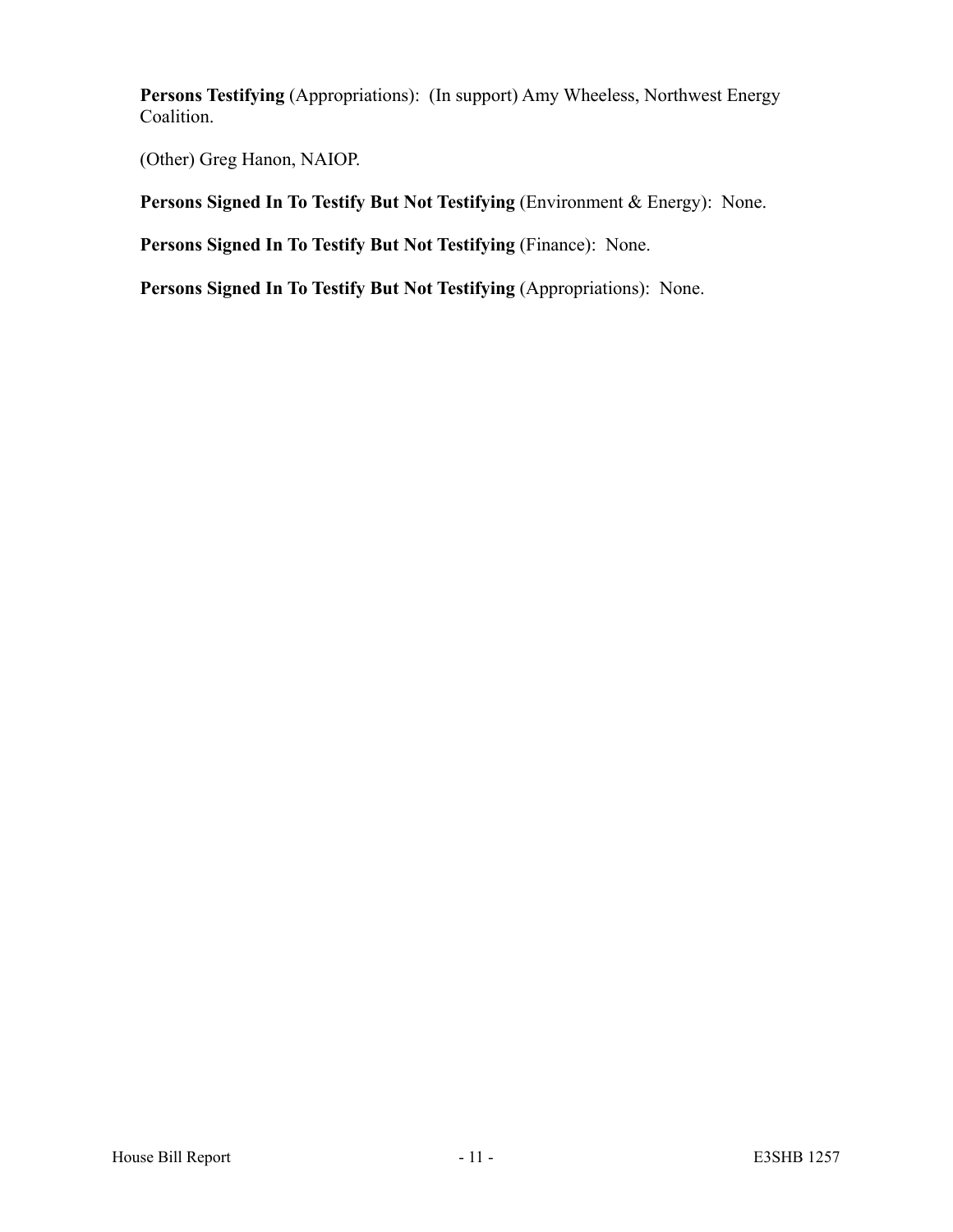**Persons Testifying** (Appropriations): (In support) Amy Wheeless, Northwest Energy Coalition.

(Other) Greg Hanon, NAIOP.

**Persons Signed In To Testify But Not Testifying** (Environment & Energy): None.

**Persons Signed In To Testify But Not Testifying** (Finance): None.

**Persons Signed In To Testify But Not Testifying** (Appropriations): None.